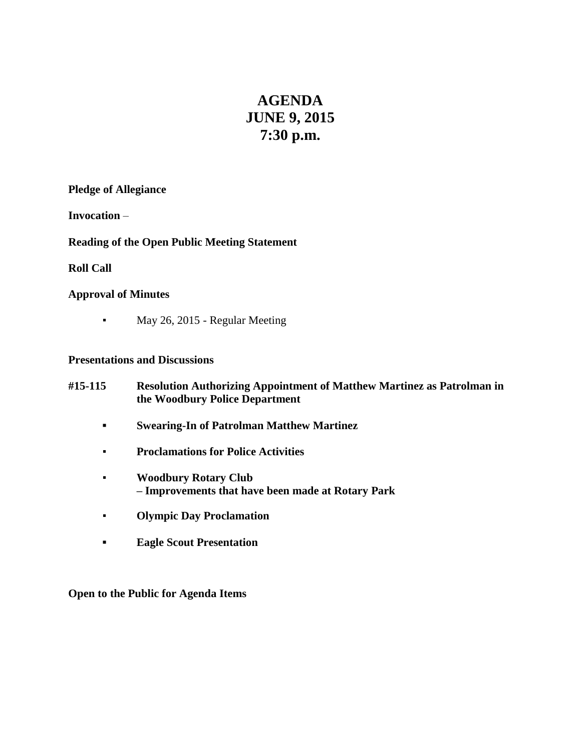# AGENDA
# JUNE 9, 2015
# 7:30 p.m.

**Pledge of Allegiance**

**Invocation** –

**Reading of the Open Public Meeting Statement**

**Roll Call**

**Approval of Minutes**

- May 26, 2015 - Regular Meeting

**Presentations and Discussions**

**#15-115 Resolution Authorizing Appointment of Matthew Martinez as Patrolman in the Woodbury Police Department**

- **Swearing-In of Patrolman Matthew Martinez**
- **Proclamations for Police Activities**
- **Woodbury Rotary Club**
  **– Improvements that have been made at Rotary Park**
- **Olympic Day Proclamation**
- **Eagle Scout Presentation**

**Open to the Public for Agenda Items**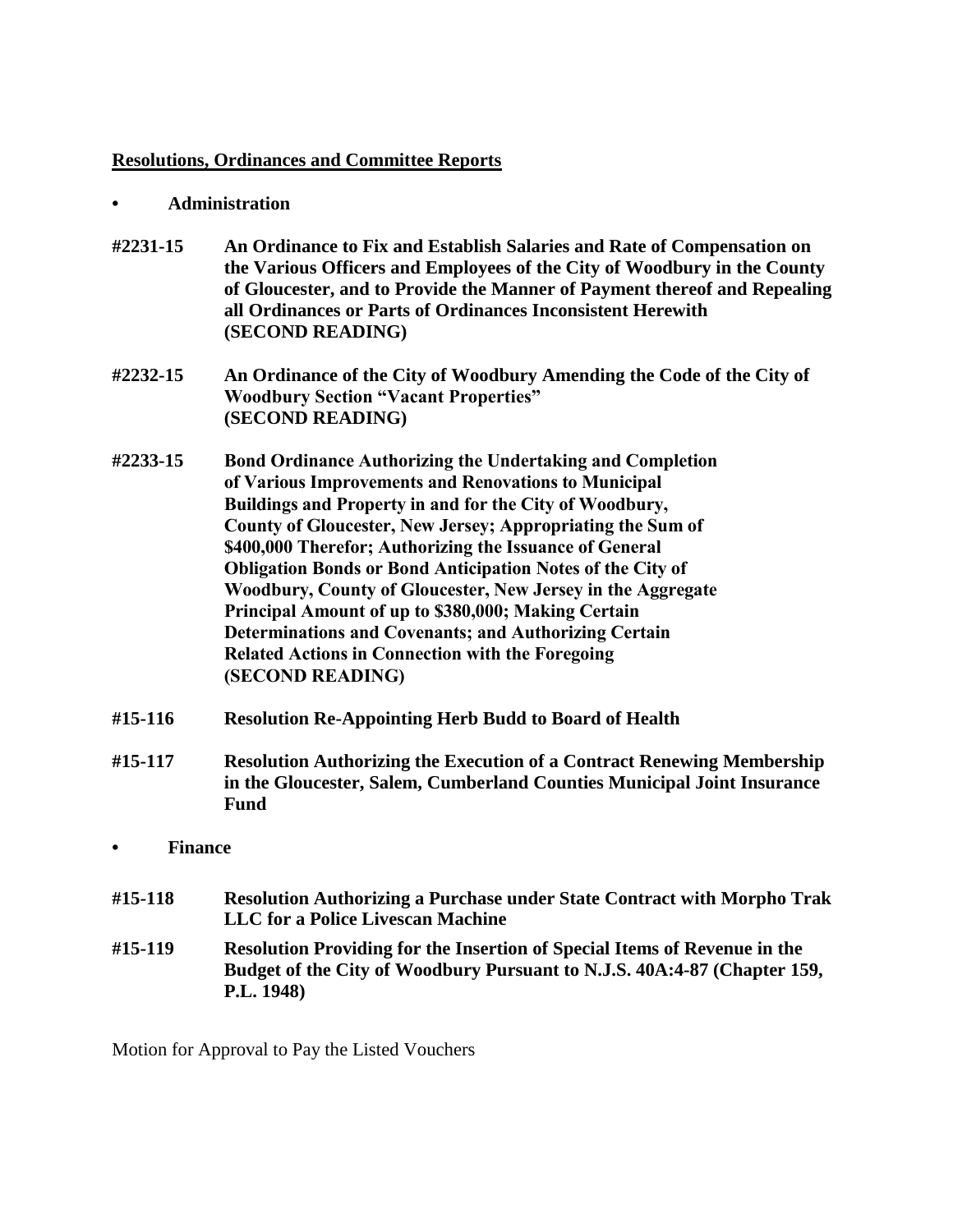**<u>Resolutions, Ordinances and Committee Reports</u>**

- **Administration**

**#2231-15** **An Ordinance to Fix and Establish Salaries and Rate of Compensation on the Various Officers and Employees of the City of Woodbury in the County of Gloucester, and to Provide the Manner of Payment thereof and Repealing all Ordinances or Parts of Ordinances Inconsistent Herewith (SECOND READING)**

**#2232-15** **An Ordinance of the City of Woodbury Amending the Code of the City of Woodbury Section "Vacant Properties" (SECOND READING)**

**#2233-15** **Bond Ordinance Authorizing the Undertaking and Completion of Various Improvements and Renovations to Municipal Buildings and Property in and for the City of Woodbury, County of Gloucester, New Jersey; Appropriating the Sum of \$400,000 Therefor; Authorizing the Issuance of General Obligation Bonds or Bond Anticipation Notes of the City of Woodbury, County of Gloucester, New Jersey in the Aggregate Principal Amount of up to \$380,000; Making Certain Determinations and Covenants; and Authorizing Certain Related Actions in Connection with the Foregoing (SECOND READING)**

**#15-116** **Resolution Re-Appointing Herb Budd to Board of Health**

**#15-117** **Resolution Authorizing the Execution of a Contract Renewing Membership in the Gloucester, Salem, Cumberland Counties Municipal Joint Insurance Fund**

- **Finance**

**#15-118** **Resolution Authorizing a Purchase under State Contract with Morpho Trak LLC for a Police Livescan Machine**

**#15-119** **Resolution Providing for the Insertion of Special Items of Revenue in the Budget of the City of Woodbury Pursuant to N.J.S. 40A:4-87 (Chapter 159, P.L. 1948)**

Motion for Approval to Pay the Listed Vouchers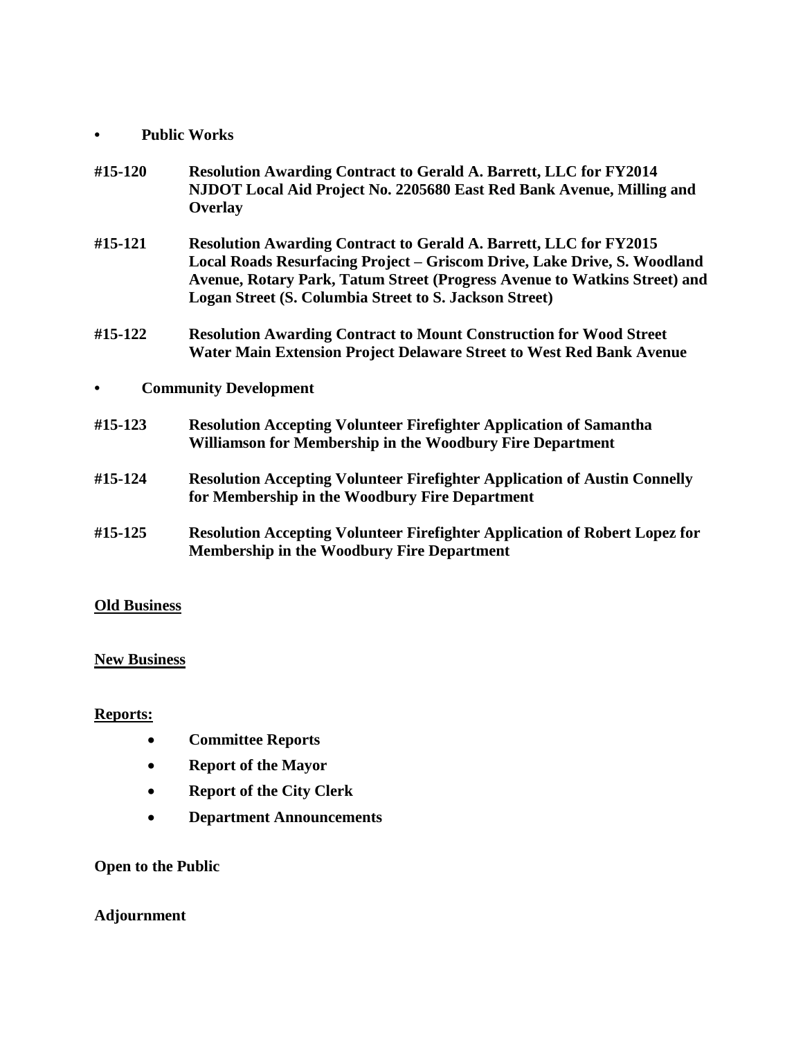- **Public Works**

**#15-120 Resolution Awarding Contract to Gerald A. Barrett, LLC for FY2014 NJDOT Local Aid Project No. 2205680 East Red Bank Avenue, Milling and Overlay**

**#15-121 Resolution Awarding Contract to Gerald A. Barrett, LLC for FY2015 Local Roads Resurfacing Project – Griscom Drive, Lake Drive, S. Woodland Avenue, Rotary Park, Tatum Street (Progress Avenue to Watkins Street) and Logan Street (S. Columbia Street to S. Jackson Street)**

**#15-122 Resolution Awarding Contract to Mount Construction for Wood Street Water Main Extension Project Delaware Street to West Red Bank Avenue**

- **Community Development**

**#15-123 Resolution Accepting Volunteer Firefighter Application of Samantha Williamson for Membership in the Woodbury Fire Department**

**#15-124 Resolution Accepting Volunteer Firefighter Application of Austin Connelly for Membership in the Woodbury Fire Department**

**#15-125 Resolution Accepting Volunteer Firefighter Application of Robert Lopez for Membership in the Woodbury Fire Department**

**Old Business**

**New Business**

**Reports:**

- **Committee Reports**
- **Report of the Mayor**
- **Report of the City Clerk**
- **Department Announcements**

**Open to the Public**

**Adjournment**